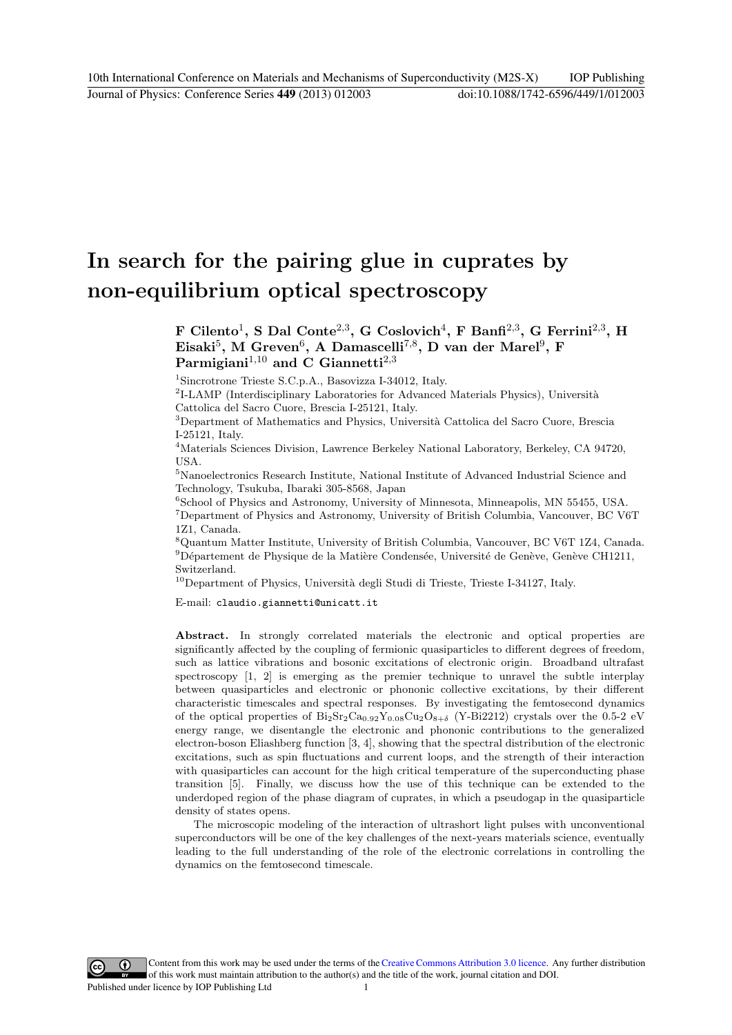# In search for the pairing glue in cuprates by non-equilibrium optical spectroscopy

**F Cilento[1], S Dal Conte[2,3], G Coslovich[4], F Banfi[2,3], G Ferrini[2,3], H Eisaki[5], M Greven[6], A Damascelli[7,8], D van der Marel[9], F Parmigiani[1,10] and C Giannetti[2,3]**

[1]Sincrotrone Trieste S.C.p.A., Basovizza I-34012, Italy.
[2]I-LAMP (Interdisciplinary Laboratories for Advanced Materials Physics), Università Cattolica del Sacro Cuore, Brescia I-25121, Italy.
[3]Department of Mathematics and Physics, Università Cattolica del Sacro Cuore, Brescia I-25121, Italy.
[4]Materials Sciences Division, Lawrence Berkeley National Laboratory, Berkeley, CA 94720, USA.
[5]Nanoelectronics Research Institute, National Institute of Advanced Industrial Science and Technology, Tsukuba, Ibaraki 305-8568, Japan
[6]School of Physics and Astronomy, University of Minnesota, Minneapolis, MN 55455, USA.
[7]Department of Physics and Astronomy, University of British Columbia, Vancouver, BC V6T 1Z1, Canada.
[8]Quantum Matter Institute, University of British Columbia, Vancouver, BC V6T 1Z4, Canada.
[9]Département de Physique de la Matière Condensée, Université de Genève, Genève CH1211, Switzerland.
[10]Department of Physics, Università degli Studi di Trieste, Trieste I-34127, Italy.

E-mail: `claudio.giannetti@unicatt.it`

**Abstract.** In strongly correlated materials the electronic and optical properties are significantly affected by the coupling of fermionic quasiparticles to different degrees of freedom, such as lattice vibrations and bosonic excitations of electronic origin. Broadband ultrafast spectroscopy [1, 2] is emerging as the premier technique to unravel the subtle interplay between quasiparticles and electronic or phononic collective excitations, by their different characteristic timescales and spectral responses. By investigating the femtosecond dynamics of the optical properties of $Bi_2Sr_2Ca_{0.92}Y_{0.08}Cu_2O_{8+\delta}$ (Y-Bi2212) crystals over the 0.5-2 eV energy range, we disentangle the electronic and phononic contributions to the generalized electron-boson Eliashberg function [3, 4], showing that the spectral distribution of the electronic excitations, such as spin fluctuations and current loops, and the strength of their interaction with quasiparticles can account for the high critical temperature of the superconducting phase transition [5]. Finally, we discuss how the use of this technique can be extended to the underdoped region of the phase diagram of cuprates, in which a pseudogap in the quasiparticle density of states opens.

The microscopic modeling of the interaction of ultrashort light pulses with unconventional superconductors will be one of the key challenges of the next-years materials science, eventually leading to the full understanding of the role of the electronic correlations in controlling the dynamics on the femtosecond timescale.

Content from this work may be used under the terms of the Creative Commons Attribution 3.0 licence. Any further distribution of this work must maintain attribution to the author(s) and the title of the work, journal citation and DOI.
Published under licence by IOP Publishing Ltd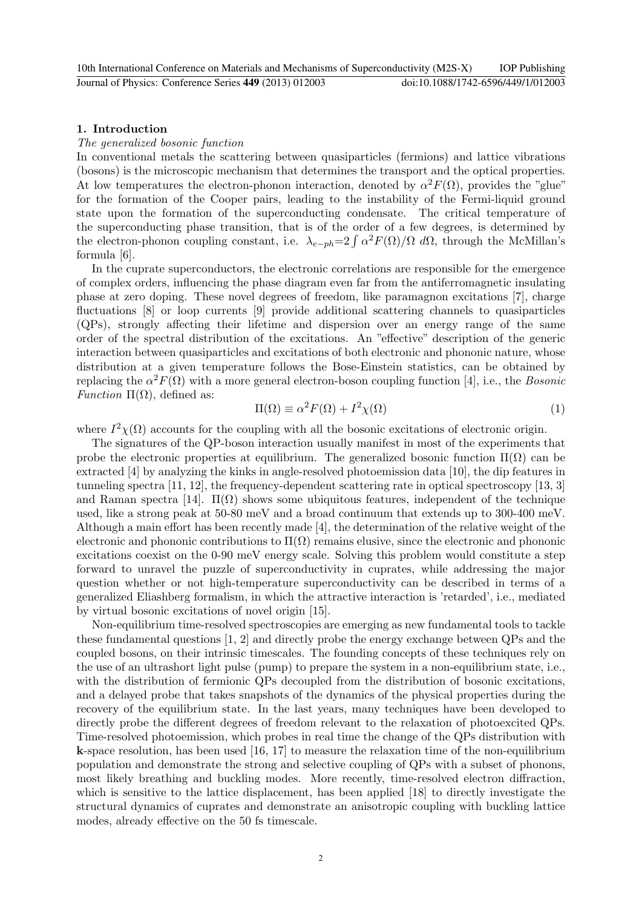## 1. Introduction

*The generalized bosonic function*

In conventional metals the scattering between quasiparticles (fermions) and lattice vibrations (bosons) is the microscopic mechanism that determines the transport and the optical properties. At low temperatures the electron-phonon interaction, denoted by $\alpha^2F(\Omega)$, provides the "glue" for the formation of the Cooper pairs, leading to the instability of the Fermi-liquid ground state upon the formation of the superconducting condensate. The critical temperature of the superconducting phase transition, that is of the order of a few degrees, is determined by the electron-phonon coupling constant, i.e. $\lambda_{e-ph}=2\int \alpha^2F(\Omega)/\Omega \; d\Omega$, through the McMillan's formula [6].

In the cuprate superconductors, the electronic correlations are responsible for the emergence of complex orders, influencing the phase diagram even far from the antiferromagnetic insulating phase at zero doping. These novel degrees of freedom, like paramagnon excitations [7], charge fluctuations [8] or loop currents [9] provide additional scattering channels to quasiparticles (QPs), strongly affecting their lifetime and dispersion over an energy range of the same order of the spectral distribution of the excitations. An "effective" description of the generic interaction between quasiparticles and excitations of both electronic and phononic nature, whose distribution at a given temperature follows the Bose-Einstein statistics, can be obtained by replacing the $\alpha^2F(\Omega)$ with a more general electron-boson coupling function [4], i.e., the *Bosonic Function* $\Pi(\Omega)$, defined as:

$$\Pi(\Omega) \equiv \alpha^2F(\Omega) + I^2\chi(\Omega) \tag{1}$$

where $I^2\chi(\Omega)$ accounts for the coupling with all the bosonic excitations of electronic origin.

The signatures of the QP-boson interaction usually manifest in most of the experiments that probe the electronic properties at equilibrium. The generalized bosonic function $\Pi(\Omega)$ can be extracted [4] by analyzing the kinks in angle-resolved photoemission data [10], the dip features in tunneling spectra [11, 12], the frequency-dependent scattering rate in optical spectroscopy [13, 3] and Raman spectra [14]. $\Pi(\Omega)$ shows some ubiquitous features, independent of the technique used, like a strong peak at 50-80 meV and a broad continuum that extends up to 300-400 meV. Although a main effort has been recently made [4], the determination of the relative weight of the electronic and phononic contributions to $\Pi(\Omega)$ remains elusive, since the electronic and phononic excitations coexist on the 0-90 meV energy scale. Solving this problem would constitute a step forward to unravel the puzzle of superconductivity in cuprates, while addressing the major question whether or not high-temperature superconductivity can be described in terms of a generalized Eliashberg formalism, in which the attractive interaction is 'retarded', i.e., mediated by virtual bosonic excitations of novel origin [15].

Non-equilibrium time-resolved spectroscopies are emerging as new fundamental tools to tackle these fundamental questions [1, 2] and directly probe the energy exchange between QPs and the coupled bosons, on their intrinsic timescales. The founding concepts of these techniques rely on the use of an ultrashort light pulse (pump) to prepare the system in a non-equilibrium state, i.e., with the distribution of fermionic QPs decoupled from the distribution of bosonic excitations, and a delayed probe that takes snapshots of the dynamics of the physical properties during the recovery of the equilibrium state. In the last years, many techniques have been developed to directly probe the different degrees of freedom relevant to the relaxation of photoexcited QPs. Time-resolved photoemission, which probes in real time the change of the QPs distribution with **k**-space resolution, has been used [16, 17] to measure the relaxation time of the non-equilibrium population and demonstrate the strong and selective coupling of QPs with a subset of phonons, most likely breathing and buckling modes. More recently, time-resolved electron diffraction, which is sensitive to the lattice displacement, has been applied [18] to directly investigate the structural dynamics of cuprates and demonstrate an anisotropic coupling with buckling lattice modes, already effective on the 50 fs timescale.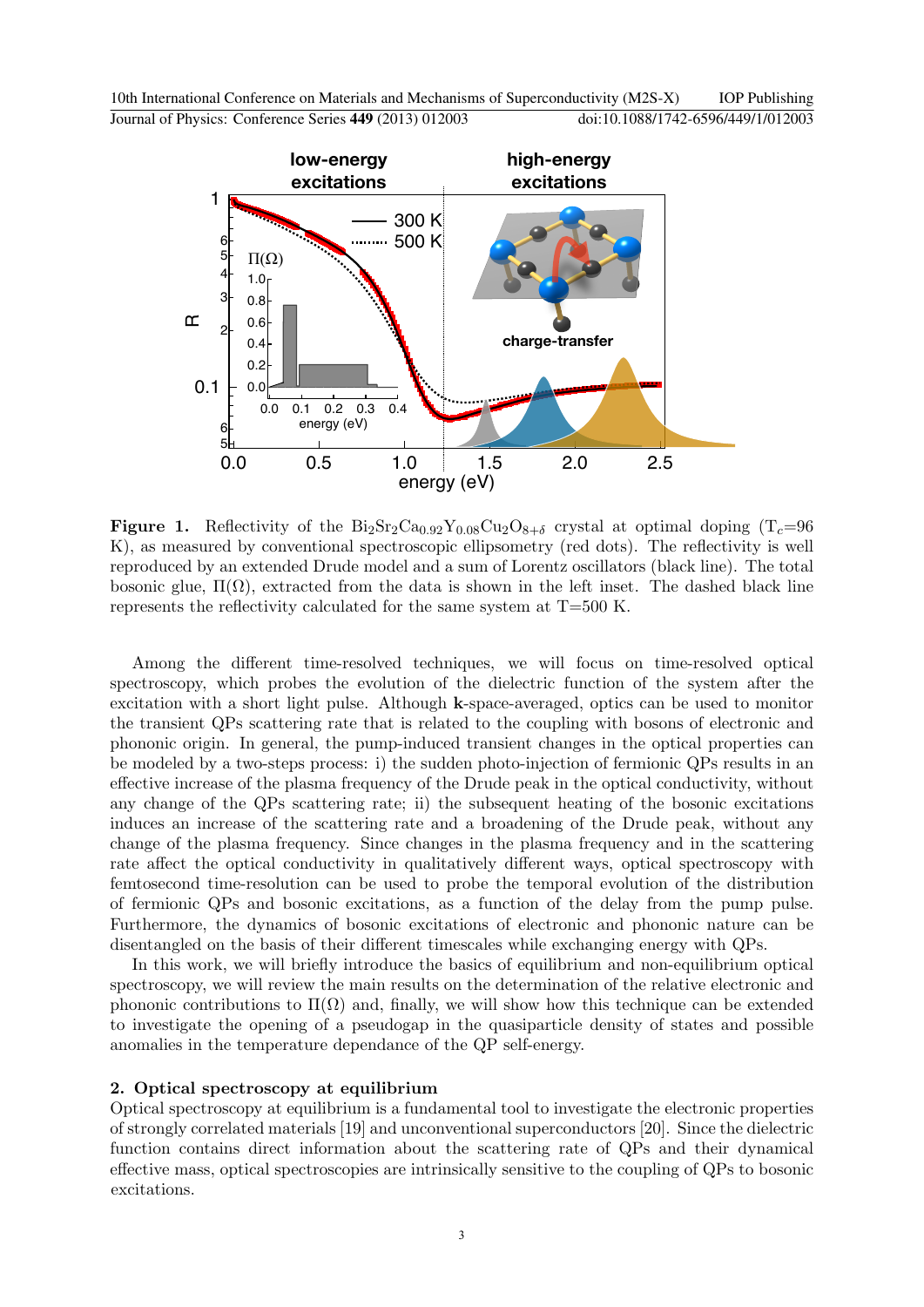**Figure 1.** Reflectivity of the $Bi_2Sr_2Ca_{0.92}Y_{0.08}Cu_2O_{8+\delta}$ crystal at optimal doping ($T_c$=96 K), as measured by conventional spectroscopic ellipsometry (red dots). The reflectivity is well reproduced by an extended Drude model and a sum of Lorentz oscillators (black line). The total bosonic glue, $\Pi(\Omega)$, extracted from the data is shown in the left inset. The dashed black line represents the reflectivity calculated for the same system at T=500 K.

Among the different time-resolved techniques, we will focus on time-resolved optical spectroscopy, which probes the evolution of the dielectric function of the system after the excitation with a short light pulse. Although **k**-space-averaged, optics can be used to monitor the transient QPs scattering rate that is related to the coupling with bosons of electronic and phononic origin. In general, the pump-induced transient changes in the optical properties can be modeled by a two-steps process: i) the sudden photo-injection of fermionic QPs results in an effective increase of the plasma frequency of the Drude peak in the optical conductivity, without any change of the QPs scattering rate; ii) the subsequent heating of the bosonic excitations induces an increase of the scattering rate and a broadening of the Drude peak, without any change of the plasma frequency. Since changes in the plasma frequency and in the scattering rate affect the optical conductivity in qualitatively different ways, optical spectroscopy with femtosecond time-resolution can be used to probe the temporal evolution of the distribution of fermionic QPs and bosonic excitations, as a function of the delay from the pump pulse. Furthermore, the dynamics of bosonic excitations of electronic and phononic nature can be disentangled on the basis of their different timescales while exchanging energy with QPs.

In this work, we will briefly introduce the basics of equilibrium and non-equilibrium optical spectroscopy, we will review the main results on the determination of the relative electronic and phononic contributions to $\Pi(\Omega)$ and, finally, we will show how this technique can be extended to investigate the opening of a pseudogap in the quasiparticle density of states and possible anomalies in the temperature dependance of the QP self-energy.

## 2. Optical spectroscopy at equilibrium

Optical spectroscopy at equilibrium is a fundamental tool to investigate the electronic properties of strongly correlated materials [19] and unconventional superconductors [20]. Since the dielectric function contains direct information about the scattering rate of QPs and their dynamical effective mass, optical spectroscopies are intrinsically sensitive to the coupling of QPs to bosonic excitations.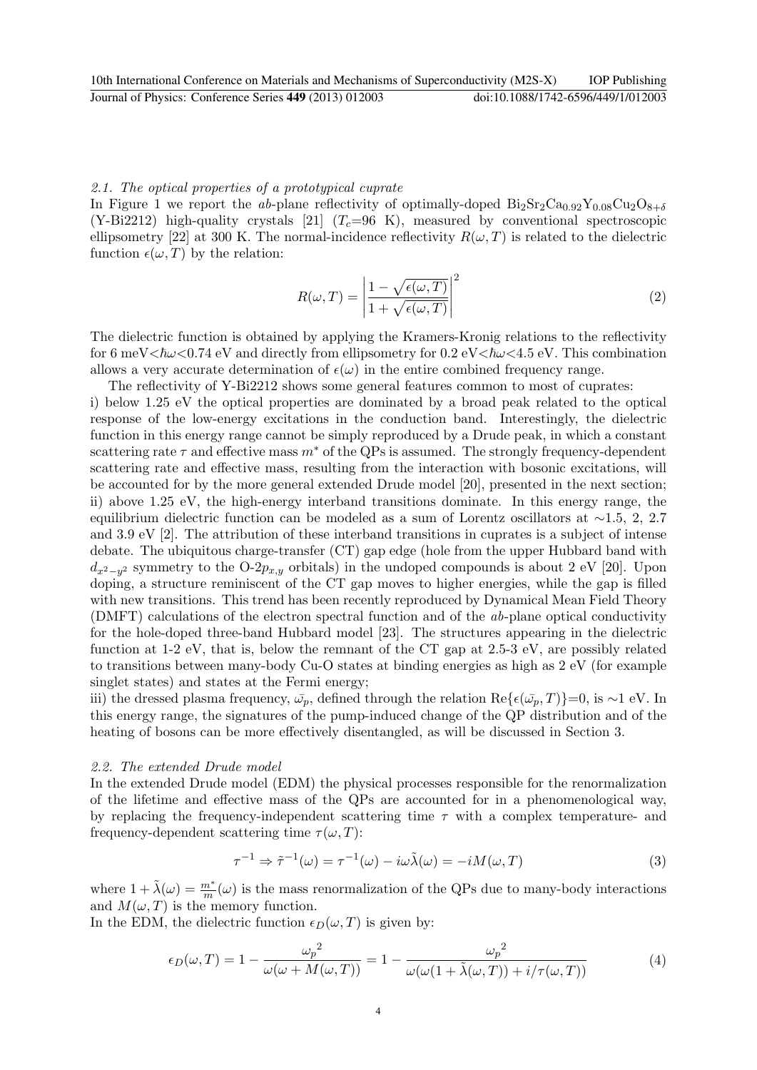### 2.1. The optical properties of a prototypical cuprate

In Figure 1 we report the *ab*-plane reflectivity of optimally-doped $Bi_2Sr_2Ca_{0.92}Y_{0.08}Cu_2O_{8+\delta}$ (Y-Bi2212) high-quality crystals [21] ($T_c$=96 K), measured by conventional spectroscopic ellipsometry [22] at 300 K. The normal-incidence reflectivity $R(\omega, T)$ is related to the dielectric function $\epsilon(\omega, T)$ by the relation:

$$R(\omega, T) = \left| \frac{1 - \sqrt{\epsilon(\omega, T)}}{1 + \sqrt{\epsilon(\omega, T)}} \right|^2 \tag{2}$$

The dielectric function is obtained by applying the Kramers-Kronig relations to the reflectivity for 6 meV<$\hbar\omega$<0.74 eV and directly from ellipsometry for 0.2 eV<$\hbar\omega$<4.5 eV. This combination allows a very accurate determination of $\epsilon(\omega)$ in the entire combined frequency range.

The reflectivity of Y-Bi2212 shows some general features common to most of cuprates:
i) below 1.25 eV the optical properties are dominated by a broad peak related to the optical response of the low-energy excitations in the conduction band. Interestingly, the dielectric function in this energy range cannot be simply reproduced by a Drude peak, in which a constant scattering rate $\tau$ and effective mass $m^*$ of the QPs is assumed. The strongly frequency-dependent scattering rate and effective mass, resulting from the interaction with bosonic excitations, will be accounted for by the more general extended Drude model [20], presented in the next section;
ii) above 1.25 eV, the high-energy interband transitions dominate. In this energy range, the equilibrium dielectric function can be modeled as a sum of Lorentz oscillators at ~1.5, 2, 2.7 and 3.9 eV [2]. The attribution of these interband transitions in cuprates is a subject of intense debate. The ubiquitous charge-transfer (CT) gap edge (hole from the upper Hubbard band with $d_{x^2-y^2}$ symmetry to the O-2$p_{x,y}$ orbitals) in the undoped compounds is about 2 eV [20]. Upon doping, a structure reminiscent of the CT gap moves to higher energies, while the gap is filled with new transitions. This trend has been recently reproduced by Dynamical Mean Field Theory (DMFT) calculations of the electron spectral function and of the *ab*-plane optical conductivity for the hole-doped three-band Hubbard model [23]. The structures appearing in the dielectric function at 1-2 eV, that is, below the remnant of the CT gap at 2.5-3 eV, are possibly related to transitions between many-body Cu-O states at binding energies as high as 2 eV (for example singlet states) and states at the Fermi energy;
iii) the dressed plasma frequency, $\bar{\omega_p}$, defined through the relation Re$\{\epsilon(\bar{\omega_p}, T)\}$=0, is ~1 eV. In this energy range, the signatures of the pump-induced change of the QP distribution and of the heating of bosons can be more effectively disentangled, as will be discussed in Section 3.

### 2.2. The extended Drude model

In the extended Drude model (EDM) the physical processes responsible for the renormalization of the lifetime and effective mass of the QPs are accounted for in a phenomenological way, by replacing the frequency-independent scattering time $\tau$ with a complex temperature- and frequency-dependent scattering time $\tau(\omega, T)$:

$$\tau^{-1} \Rightarrow \tilde{\tau}^{-1}(\omega) = \tau^{-1}(\omega) - i\omega\tilde{\lambda}(\omega) = -iM(\omega, T) \tag{3}$$

where $1 + \tilde{\lambda}(\omega) = \frac{m^*}{m}(\omega)$ is the mass renormalization of the QPs due to many-body interactions and $M(\omega, T)$ is the memory function.
In the EDM, the dielectric function $\epsilon_D(\omega, T)$ is given by:

$$\epsilon_D(\omega, T) = 1 - \frac{{\omega_p}^2}{\omega(\omega + M(\omega, T))} = 1 - \frac{{\omega_p}^2}{\omega(\omega(1 + \tilde{\lambda}(\omega, T)) + i/\tau(\omega, T))} \tag{4}$$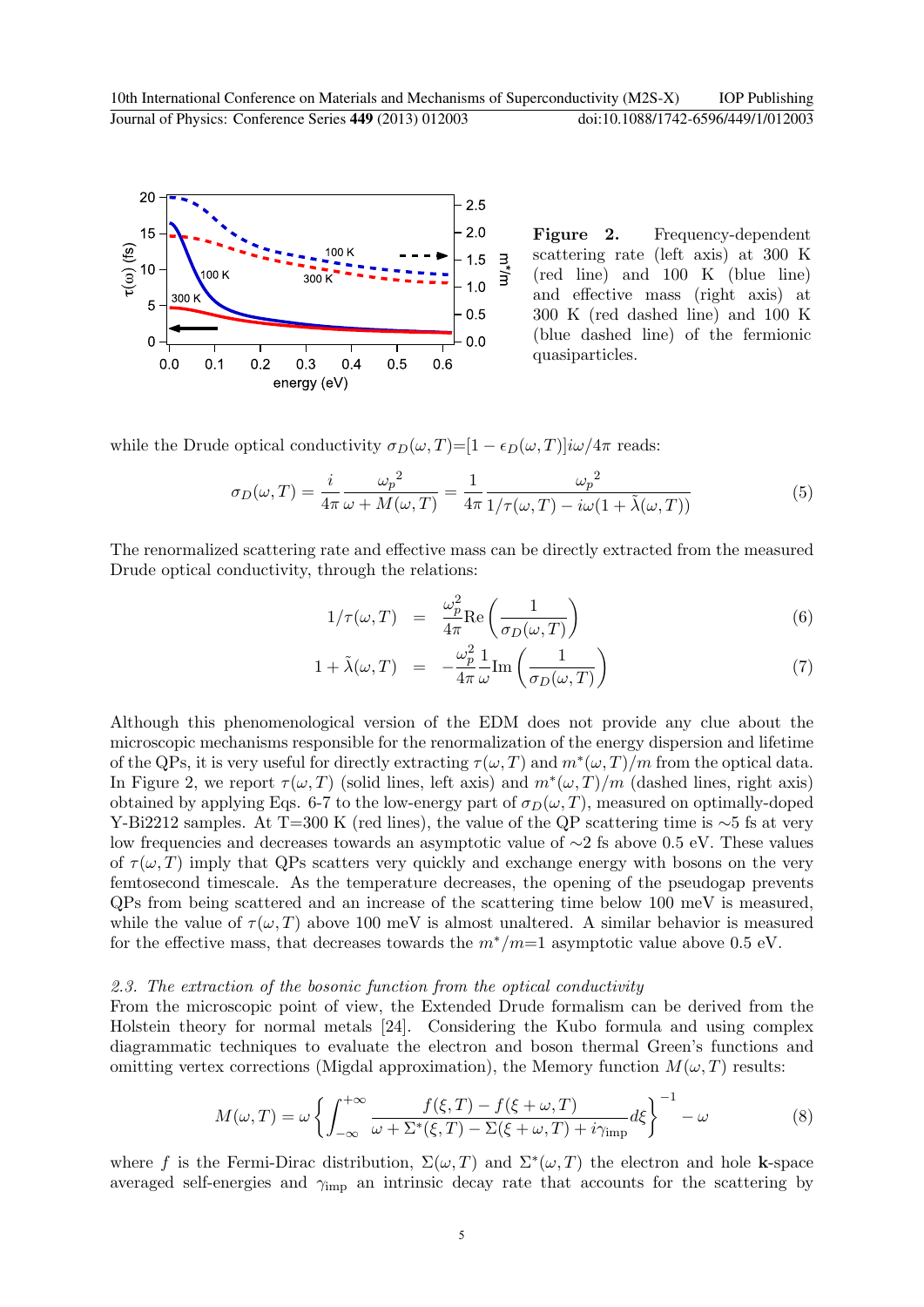**Figure 2.** Frequency-dependent scattering rate (left axis) at 300 K (red line) and 100 K (blue line) and effective mass (right axis) at 300 K (red dashed line) and 100 K (blue dashed line) of the fermionic quasiparticles.

while the Drude optical conductivity $\sigma_D(\omega,T)=[1-\epsilon_D(\omega,T)]i\omega/4\pi$ reads:

$$\sigma_D(\omega,T) = \frac{i}{4\pi}\frac{{\omega_p}^2}{\omega + M(\omega,T)} = \frac{1}{4\pi}\frac{{\omega_p}^2}{1/\tau(\omega,T) - i\omega(1+\tilde{\lambda}(\omega,T))} \tag{5}$$

The renormalized scattering rate and effective mass can be directly extracted from the measured Drude optical conductivity, through the relations:

$$1/\tau(\omega,T) = \frac{\omega_p^2}{4\pi}\mathrm{Re}\left(\frac{1}{\sigma_D(\omega,T)}\right) \tag{6}$$

$$1+\tilde{\lambda}(\omega,T) = -\frac{\omega_p^2}{4\pi}\frac{1}{\omega}\mathrm{Im}\left(\frac{1}{\sigma_D(\omega,T)}\right) \tag{7}$$

Although this phenomenological version of the EDM does not provide any clue about the microscopic mechanisms responsible for the renormalization of the energy dispersion and lifetime of the QPs, it is very useful for directly extracting $\tau(\omega,T)$ and $m^*(\omega,T)/m$ from the optical data. In Figure 2, we report $\tau(\omega,T)$ (solid lines, left axis) and $m^*(\omega,T)/m$ (dashed lines, right axis) obtained by applying Eqs. 6-7 to the low-energy part of $\sigma_D(\omega,T)$, measured on optimally-doped Y-Bi2212 samples. At T=300 K (red lines), the value of the QP scattering time is ~5 fs at very low frequencies and decreases towards an asymptotic value of ~2 fs above 0.5 eV. These values of $\tau(\omega,T)$ imply that QPs scatters very quickly and exchange energy with bosons on the very femtosecond timescale. As the temperature decreases, the opening of the pseudogap prevents QPs from being scattered and an increase of the scattering time below 100 meV is measured, while the value of $\tau(\omega,T)$ above 100 meV is almost unaltered. A similar behavior is measured for the effective mass, that decreases towards the $m^*/m$=1 asymptotic value above 0.5 eV.

### *2.3. The extraction of the bosonic function from the optical conductivity*

From the microscopic point of view, the Extended Drude formalism can be derived from the Holstein theory for normal metals [24]. Considering the Kubo formula and using complex diagrammatic techniques to evaluate the electron and boson thermal Green's functions and omitting vertex corrections (Migdal approximation), the Memory function $M(\omega,T)$ results:

$$M(\omega,T) = \omega\left\{\int_{-\infty}^{+\infty}\frac{f(\xi,T)-f(\xi+\omega,T)}{\omega+\Sigma^*(\xi,T)-\Sigma(\xi+\omega,T)+i\gamma_{\mathrm{imp}}}d\xi\right\}^{-1} - \omega \tag{8}$$

where $f$ is the Fermi-Dirac distribution, $\Sigma(\omega,T)$ and $\Sigma^*(\omega,T)$ the electron and hole **k**-space averaged self-energies and $\gamma_{\mathrm{imp}}$ an intrinsic decay rate that accounts for the scattering by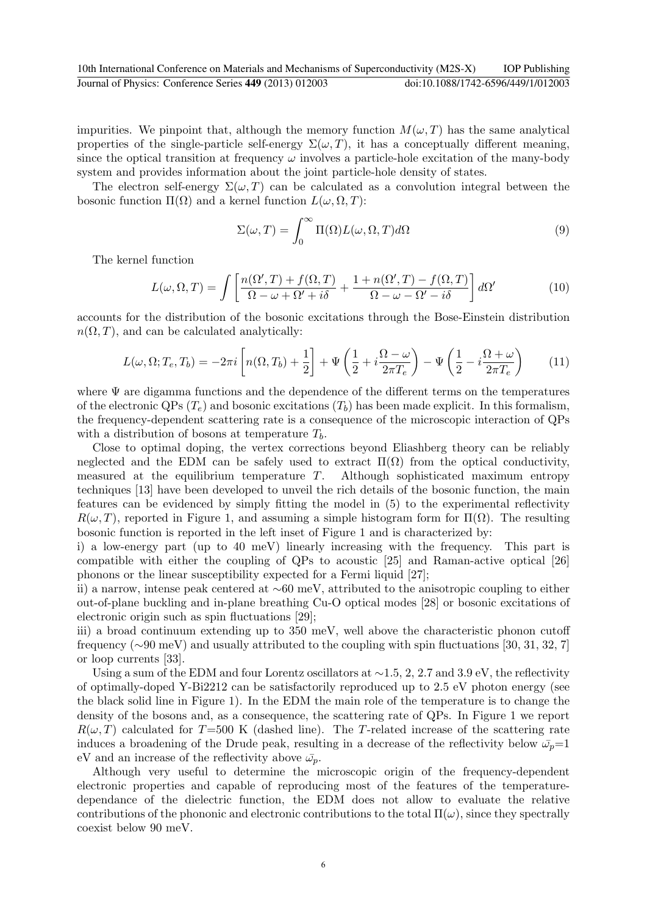impurities. We pinpoint that, although the memory function $M(\omega, T)$ has the same analytical properties of the single-particle self-energy $\Sigma(\omega, T)$, it has a conceptually different meaning, since the optical transition at frequency $\omega$ involves a particle-hole excitation of the many-body system and provides information about the joint particle-hole density of states.

The electron self-energy $\Sigma(\omega, T)$ can be calculated as a convolution integral between the bosonic function $\Pi(\Omega)$ and a kernel function $L(\omega, \Omega, T)$:

$$\Sigma(\omega, T) = \int_0^\infty \Pi(\Omega) L(\omega, \Omega, T) d\Omega \tag{9}$$

The kernel function

$$L(\omega, \Omega, T) = \int \left[ \frac{n(\Omega', T) + f(\Omega, T)}{\Omega - \omega + \Omega' + i\delta} + \frac{1 + n(\Omega', T) - f(\Omega, T)}{\Omega - \omega - \Omega' - i\delta} \right] d\Omega' \tag{10}$$

accounts for the distribution of the bosonic excitations through the Bose-Einstein distribution $n(\Omega, T)$, and can be calculated analytically:

$$L(\omega, \Omega; T_e, T_b) = -2\pi i \left[ n(\Omega, T_b) + \frac{1}{2} \right] + \Psi\left( \frac{1}{2} + i\frac{\Omega - \omega}{2\pi T_e} \right) - \Psi\left( \frac{1}{2} - i\frac{\Omega + \omega}{2\pi T_e} \right) \tag{11}$$

where $\Psi$ are digamma functions and the dependence of the different terms on the temperatures of the electronic QPs ($T_e$) and bosonic excitations ($T_b$) has been made explicit. In this formalism, the frequency-dependent scattering rate is a consequence of the microscopic interaction of QPs with a distribution of bosons at temperature $T_b$.

Close to optimal doping, the vertex corrections beyond Eliashberg theory can be reliably neglected and the EDM can be safely used to extract $\Pi(\Omega)$ from the optical conductivity, measured at the equilibrium temperature $T$. Although sophisticated maximum entropy techniques [13] have been developed to unveil the rich details of the bosonic function, the main features can be evidenced by simply fitting the model in (5) to the experimental reflectivity $R(\omega, T)$, reported in Figure 1, and assuming a simple histogram form for $\Pi(\Omega)$. The resulting bosonic function is reported in the left inset of Figure 1 and is characterized by:

i) a low-energy part (up to 40 meV) linearly increasing with the frequency. This part is compatible with either the coupling of QPs to acoustic [25] and Raman-active optical [26] phonons or the linear susceptibility expected for a Fermi liquid [27];

ii) a narrow, intense peak centered at ~60 meV, attributed to the anisotropic coupling to either out-of-plane buckling and in-plane breathing Cu-O optical modes [28] or bosonic excitations of electronic origin such as spin fluctuations [29];

iii) a broad continuum extending up to 350 meV, well above the characteristic phonon cutoff frequency (~90 meV) and usually attributed to the coupling with spin fluctuations [30, 31, 32, 7] or loop currents [33].

Using a sum of the EDM and four Lorentz oscillators at ~1.5, 2, 2.7 and 3.9 eV, the reflectivity of optimally-doped Y-Bi2212 can be satisfactorily reproduced up to 2.5 eV photon energy (see the black solid line in Figure 1). In the EDM the main role of the temperature is to change the density of the bosons and, as a consequence, the scattering rate of QPs. In Figure 1 we report $R(\omega, T)$ calculated for $T$=500 K (dashed line). The $T$-related increase of the scattering rate induces a broadening of the Drude peak, resulting in a decrease of the reflectivity below $\bar{\omega_p}$=1 eV and an increase of the reflectivity above $\bar{\omega_p}$.

Although very useful to determine the microscopic origin of the frequency-dependent electronic properties and capable of reproducing most of the features of the temperature-dependance of the dielectric function, the EDM does not allow to evaluate the relative contributions of the phononic and electronic contributions to the total $\Pi(\omega)$, since they spectrally coexist below 90 meV.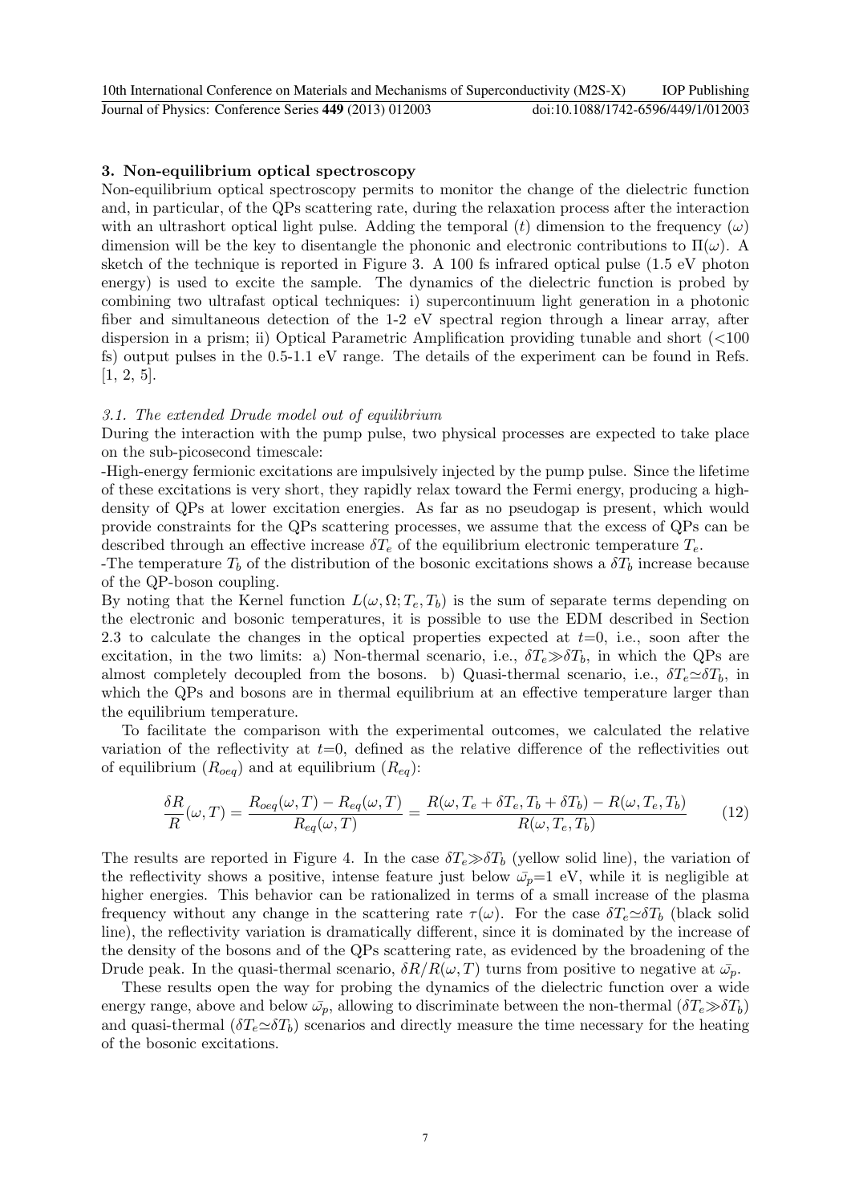### 3. Non-equilibrium optical spectroscopy

Non-equilibrium optical spectroscopy permits to monitor the change of the dielectric function and, in particular, of the QPs scattering rate, during the relaxation process after the interaction with an ultrashort optical light pulse. Adding the temporal ($t$) dimension to the frequency ($\omega$) dimension will be the key to disentangle the phononic and electronic contributions to $\Pi(\omega)$. A sketch of the technique is reported in Figure 3. A 100 fs infrared optical pulse (1.5 eV photon energy) is used to excite the sample. The dynamics of the dielectric function is probed by combining two ultrafast optical techniques: i) supercontinuum light generation in a photonic fiber and simultaneous detection of the 1-2 eV spectral region through a linear array, after dispersion in a prism; ii) Optical Parametric Amplification providing tunable and short (<100 fs) output pulses in the 0.5-1.1 eV range. The details of the experiment can be found in Refs. [1, 2, 5].

#### *3.1. The extended Drude model out of equilibrium*

During the interaction with the pump pulse, two physical processes are expected to take place on the sub-picosecond timescale:

-High-energy fermionic excitations are impulsively injected by the pump pulse. Since the lifetime of these excitations is very short, they rapidly relax toward the Fermi energy, producing a high-density of QPs at lower excitation energies. As far as no pseudogap is present, which would provide constraints for the QPs scattering processes, we assume that the excess of QPs can be described through an effective increase $\delta T_e$ of the equilibrium electronic temperature $T_e$.

-The temperature $T_b$ of the distribution of the bosonic excitations shows a $\delta T_b$ increase because of the QP-boson coupling.

By noting that the Kernel function $L(\omega, \Omega; T_e, T_b)$ is the sum of separate terms depending on the electronic and bosonic temperatures, it is possible to use the EDM described in Section 2.3 to calculate the changes in the optical properties expected at $t$=0, i.e., soon after the excitation, in the two limits: a) Non-thermal scenario, i.e., $\delta T_e \gg \delta T_b$, in which the QPs are almost completely decoupled from the bosons. b) Quasi-thermal scenario, i.e., $\delta T_e \simeq \delta T_b$, in which the QPs and bosons are in thermal equilibrium at an effective temperature larger than the equilibrium temperature.

To facilitate the comparison with the experimental outcomes, we calculated the relative variation of the reflectivity at $t$=0, defined as the relative difference of the reflectivities out of equilibrium ($R_{oeq}$) and at equilibrium ($R_{eq}$):

$$\frac{\delta R}{R}(\omega, T) = \frac{R_{oeq}(\omega, T) - R_{eq}(\omega, T)}{R_{eq}(\omega, T)} = \frac{R(\omega, T_e + \delta T_e, T_b + \delta T_b) - R(\omega, T_e, T_b)}{R(\omega, T_e, T_b)} \tag{12}$$

The results are reported in Figure 4. In the case $\delta T_e \gg \delta T_b$ (yellow solid line), the variation of the reflectivity shows a positive, intense feature just below $\bar{\omega_p}$=1 eV, while it is negligible at higher energies. This behavior can be rationalized in terms of a small increase of the plasma frequency without any change in the scattering rate $\tau(\omega)$. For the case $\delta T_e \simeq \delta T_b$ (black solid line), the reflectivity variation is dramatically different, since it is dominated by the increase of the density of the bosons and of the QPs scattering rate, as evidenced by the broadening of the Drude peak. In the quasi-thermal scenario, $\delta R/R(\omega, T)$ turns from positive to negative at $\bar{\omega_p}$.

These results open the way for probing the dynamics of the dielectric function over a wide energy range, above and below $\bar{\omega_p}$, allowing to discriminate between the non-thermal ($\delta T_e \gg \delta T_b$) and quasi-thermal ($\delta T_e \simeq \delta T_b$) scenarios and directly measure the time necessary for the heating of the bosonic excitations.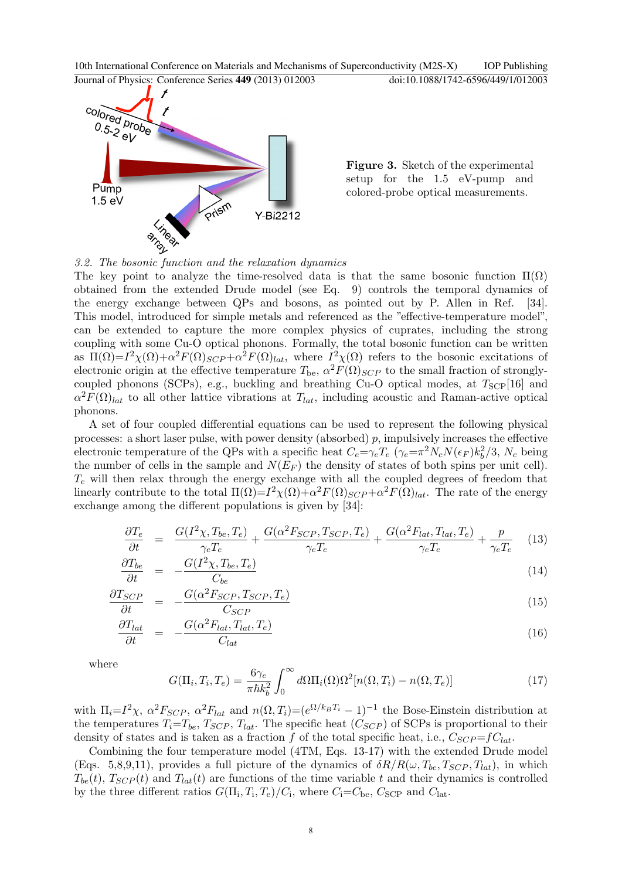**Figure 3.** Sketch of the experimental setup for the 1.5 eV-pump and colored-probe optical measurements.

### *3.2. The bosonic function and the relaxation dynamics*

The key point to analyze the time-resolved data is that the same bosonic function $\Pi(\Omega)$ obtained from the extended Drude model (see Eq. 9) controls the temporal dynamics of the energy exchange between QPs and bosons, as pointed out by P. Allen in Ref. [34]. This model, introduced for simple metals and referenced as the "effective-temperature model", can be extended to capture the more complex physics of cuprates, including the strong coupling with some Cu-O optical phonons. Formally, the total bosonic function can be written as $\Pi(\Omega)=I^2\chi(\Omega)+\alpha^2F(\Omega)_{SCP}+\alpha^2F(\Omega)_{lat}$, where $I^2\chi(\Omega)$ refers to the bosonic excitations of electronic origin at the effective temperature $T_{\mathrm{be}}$, $\alpha^2F(\Omega)_{SCP}$ to the small fraction of strongly-coupled phonons (SCPs), e.g., buckling and breathing Cu-O optical modes, at $T_{\mathrm{SCP}}$[16] and $\alpha^2F(\Omega)_{lat}$ to all other lattice vibrations at $T_{lat}$, including acoustic and Raman-active optical phonons.

A set of four coupled differential equations can be used to represent the following physical processes: a short laser pulse, with power density (absorbed) $p$, impulsively increases the effective electronic temperature of the QPs with a specific heat $C_e=\gamma_e T_e$ ($\gamma_e=\pi^2 N_c N(\epsilon_F)k_b^2/3$, $N_c$ being the number of cells in the sample and $N(E_F)$ the density of states of both spins per unit cell). $T_e$ will then relax through the energy exchange with all the coupled degrees of freedom that linearly contribute to the total $\Pi(\Omega)=I^2\chi(\Omega)+\alpha^2F(\Omega)_{SCP}+\alpha^2F(\Omega)_{lat}$. The rate of the energy exchange among the different populations is given by [34]:

$$\frac{\partial T_e}{\partial t} = \frac{G(I^2\chi, T_{be}, T_e)}{\gamma_e T_e} + \frac{G(\alpha^2 F_{SCP}, T_{SCP}, T_e)}{\gamma_e T_e} + \frac{G(\alpha^2 F_{lat}, T_{lat}, T_e)}{\gamma_e T_e} + \frac{p}{\gamma_e T_e} \quad (13)$$

$$\frac{\partial T_{be}}{\partial t} = -\frac{G(I^2\chi, T_{be}, T_e)}{C_{be}} \quad (14)$$

$$\frac{\partial T_{SCP}}{\partial t} = -\frac{G(\alpha^2 F_{SCP}, T_{SCP}, T_e)}{C_{SCP}} \quad (15)$$

$$\frac{\partial T_{lat}}{\partial t} = -\frac{G(\alpha^2 F_{lat}, T_{lat}, T_e)}{C_{lat}} \quad (16)$$

where

$$G(\Pi_i, T_i, T_e) = \frac{6\gamma_e}{\pi\hbar k_b^2}\int_0^\infty d\Omega \Pi_i(\Omega)\Omega^2[n(\Omega, T_i) - n(\Omega, T_e)] \quad (17)$$

with $\Pi_i$=$I^2\chi$, $\alpha^2F_{SCP}$, $\alpha^2F_{lat}$ and $n(\Omega,T_i)=(e^{\Omega/k_B T_i}-1)^{-1}$ the Bose-Einstein distribution at the temperatures $T_i$=$T_{be}$, $T_{SCP}$, $T_{lat}$. The specific heat ($C_{SCP}$) of SCPs is proportional to their density of states and is taken as a fraction $f$ of the total specific heat, i.e., $C_{SCP}$=$fC_{lat}$.

Combining the four temperature model (4TM, Eqs. 13-17) with the extended Drude model (Eqs. 5,8,9,11), provides a full picture of the dynamics of $\delta R/R(\omega, T_{be}, T_{SCP}, T_{lat})$, in which $T_{be}(t)$, $T_{SCP}(t)$ and $T_{lat}(t)$ are functions of the time variable $t$ and their dynamics is controlled by the three different ratios $G(\Pi_\mathrm{i}, T_\mathrm{i}, T_\mathrm{e})/C_\mathrm{i}$, where $C_\mathrm{i}$=$C_\mathrm{be}$, $C_\mathrm{SCP}$ and $C_\mathrm{lat}$.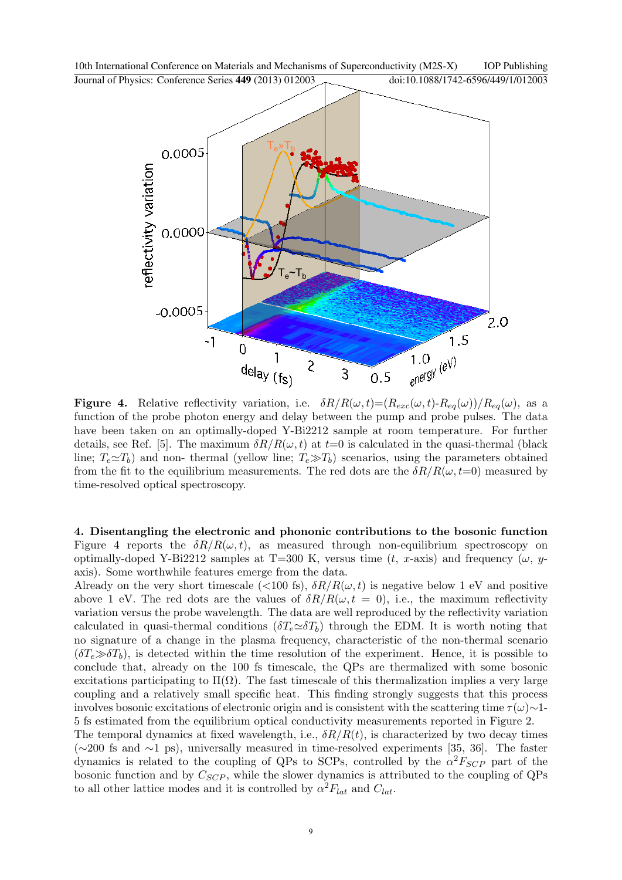**Figure 4.** Relative reflectivity variation, i.e. $\delta R/R(\omega,t)$=$(R_{exc}(\omega,t)$-$R_{eq}(\omega))/R_{eq}(\omega)$, as a function of the probe photon energy and delay between the pump and probe pulses. The data have been taken on an optimally-doped Y-Bi2212 sample at room temperature. For further details, see Ref. [5]. The maximum $\delta R/R(\omega,t)$ at $t$=0 is calculated in the quasi-thermal (black line; $T_e \simeq T_b$) and non- thermal (yellow line; $T_e \gg T_b$) scenarios, using the parameters obtained from the fit to the equilibrium measurements. The red dots are the $\delta R/R(\omega,t$=0$)$ measured by time-resolved optical spectroscopy.

## 4. Disentangling the electronic and phononic contributions to the bosonic function

Figure 4 reports the $\delta R/R(\omega,t)$, as measured through non-equilibrium spectroscopy on optimally-doped Y-Bi2212 samples at T=300 K, versus time ($t$, $x$-axis) and frequency ($\omega$, $y$-axis). Some worthwhile features emerge from the data.

Already on the very short timescale (<100 fs), $\delta R/R(\omega,t)$ is negative below 1 eV and positive above 1 eV. The red dots are the values of $\delta R/R(\omega,t=0)$, i.e., the maximum reflectivity variation versus the probe wavelength. The data are well reproduced by the reflectivity variation calculated in quasi-thermal conditions ($\delta T_e \simeq \delta T_b$) through the EDM. It is worth noting that no signature of a change in the plasma frequency, characteristic of the non-thermal scenario ($\delta T_e \gg \delta T_b$), is detected within the time resolution of the experiment. Hence, it is possible to conclude that, already on the 100 fs timescale, the QPs are thermalized with some bosonic excitations participating to $\Pi(\Omega)$. The fast timescale of this thermalization implies a very large coupling and a relatively small specific heat. This finding strongly suggests that this process involves bosonic excitations of electronic origin and is consistent with the scattering time $\tau(\omega)$~1-5 fs estimated from the equilibrium optical conductivity measurements reported in Figure 2.

The temporal dynamics at fixed wavelength, i.e., $\delta R/R(t)$, is characterized by two decay times (~200 fs and ~1 ps), universally measured in time-resolved experiments [35, 36]. The faster dynamics is related to the coupling of QPs to SCPs, controlled by the $\alpha^2 F_{SCP}$ part of the bosonic function and by $C_{SCP}$, while the slower dynamics is attributed to the coupling of QPs to all other lattice modes and it is controlled by $\alpha^2 F_{lat}$ and $C_{lat}$.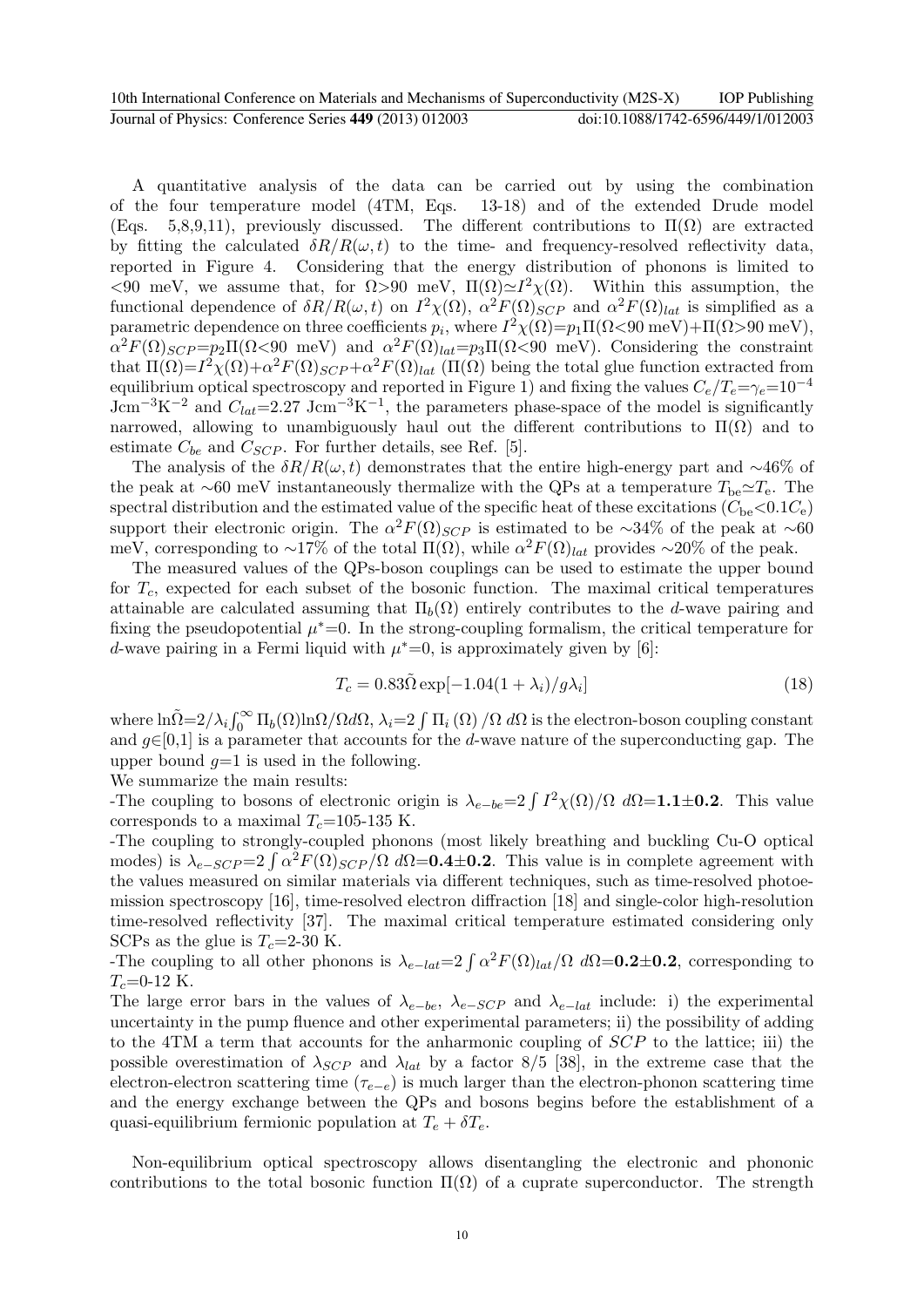A quantitative analysis of the data can be carried out by using the combination of the four temperature model (4TM, Eqs. 13-18) and of the extended Drude model (Eqs. 5,8,9,11), previously discussed. The different contributions to $\Pi(\Omega)$ are extracted by fitting the calculated $\delta R/R(\omega,t)$ to the time- and frequency-resolved reflectivity data, reported in Figure 4. Considering that the energy distribution of phonons is limited to <90 meV, we assume that, for $\Omega$>90 meV, $\Pi(\Omega)\simeq I^2\chi(\Omega)$. Within this assumption, the functional dependence of $\delta R/R(\omega,t)$ on $I^2\chi(\Omega)$, $\alpha^2F(\Omega)_{SCP}$ and $\alpha^2F(\Omega)_{lat}$ is simplified as a parametric dependence on three coefficients $p_i$, where $I^2\chi(\Omega)$=$p_1\Pi(\Omega$<90 meV)+$\Pi(\Omega$>90 meV), $\alpha^2F(\Omega)_{SCP}$=$p_2\Pi(\Omega$<90 meV) and $\alpha^2F(\Omega)_{lat}$=$p_3\Pi(\Omega$<90 meV). Considering the constraint that $\Pi(\Omega)$=$I^2\chi(\Omega)$+$\alpha^2F(\Omega)_{SCP}$+$\alpha^2F(\Omega)_{lat}$ ($\Pi(\Omega)$ being the total glue function extracted from equilibrium optical spectroscopy and reported in Figure 1) and fixing the values $C_e/T_e$=$\gamma_e$=$10^{-4}$ Jcm$^{-3}$K$^{-2}$ and $C_{lat}$=2.27 Jcm$^{-3}$K$^{-1}$, the parameters phase-space of the model is significantly narrowed, allowing to unambiguously haul out the different contributions to $\Pi(\Omega)$ and to estimate $C_{be}$ and $C_{SCP}$. For further details, see Ref. [5].

The analysis of the $\delta R/R(\omega,t)$ demonstrates that the entire high-energy part and ~46% of the peak at ~60 meV instantaneously thermalize with the QPs at a temperature $T_{\rm be}\simeq T_{\rm e}$. The spectral distribution and the estimated value of the specific heat of these excitations ($C_{\rm be}$<0.1$C_{\rm e}$) support their electronic origin. The $\alpha^2F(\Omega)_{SCP}$ is estimated to be ~34% of the peak at ~60 meV, corresponding to ~17% of the total $\Pi(\Omega)$, while $\alpha^2F(\Omega)_{lat}$ provides ~20% of the peak.

The measured values of the QPs-boson couplings can be used to estimate the upper bound for $T_c$, expected for each subset of the bosonic function. The maximal critical temperatures attainable are calculated assuming that $\Pi_b(\Omega)$ entirely contributes to the $d$-wave pairing and fixing the pseudopotential $\mu^*$=0. In the strong-coupling formalism, the critical temperature for $d$-wave pairing in a Fermi liquid with $\mu^*$=0, is approximately given by [6]:

$$T_c = 0.83\tilde{\Omega}\exp[-1.04(1+\lambda_i)/g\lambda_i] \tag{18}$$

where $\ln\tilde{\Omega}$=$2/\lambda_i\int_0^\infty \Pi_b(\Omega)\ln\Omega/\Omega d\Omega$, $\lambda_i$=$2\int \Pi_i(\Omega)/\Omega\, d\Omega$ is the electron-boson coupling constant and $g\in$[0,1] is a parameter that accounts for the $d$-wave nature of the superconducting gap. The upper bound $g$=1 is used in the following.

We summarize the main results:

-The coupling to bosons of electronic origin is $\lambda_{e-be}$=$2\int I^2\chi(\Omega)/\Omega\, d\Omega$=**1.1±0.2**. This value corresponds to a maximal $T_c$=105-135 K.

-The coupling to strongly-coupled phonons (most likely breathing and buckling Cu-O optical modes) is $\lambda_{e-SCP}$=$2\int \alpha^2F(\Omega)_{SCP}/\Omega\, d\Omega$=**0.4±0.2**. This value is in complete agreement with the values measured on similar materials via different techniques, such as time-resolved photoemission spectroscopy [16], time-resolved electron diffraction [18] and single-color high-resolution time-resolved reflectivity [37]. The maximal critical temperature estimated considering only SCPs as the glue is $T_c$=2-30 K.

-The coupling to all other phonons is $\lambda_{e-lat}$=$2\int \alpha^2F(\Omega)_{lat}/\Omega\, d\Omega$=**0.2±0.2**, corresponding to $T_c$=0-12 K.

The large error bars in the values of $\lambda_{e-be}$, $\lambda_{e-SCP}$ and $\lambda_{e-lat}$ include: i) the experimental uncertainty in the pump fluence and other experimental parameters; ii) the possibility of adding to the 4TM a term that accounts for the anharmonic coupling of $SCP$ to the lattice; iii) the possible overestimation of $\lambda_{SCP}$ and $\lambda_{lat}$ by a factor 8/5 [38], in the extreme case that the electron-electron scattering time ($\tau_{e-e}$) is much larger than the electron-phonon scattering time and the energy exchange between the QPs and bosons begins before the establishment of a quasi-equilibrium fermionic population at $T_e+\delta T_e$.

Non-equilibrium optical spectroscopy allows disentangling the electronic and phononic contributions to the total bosonic function $\Pi(\Omega)$ of a cuprate superconductor. The strength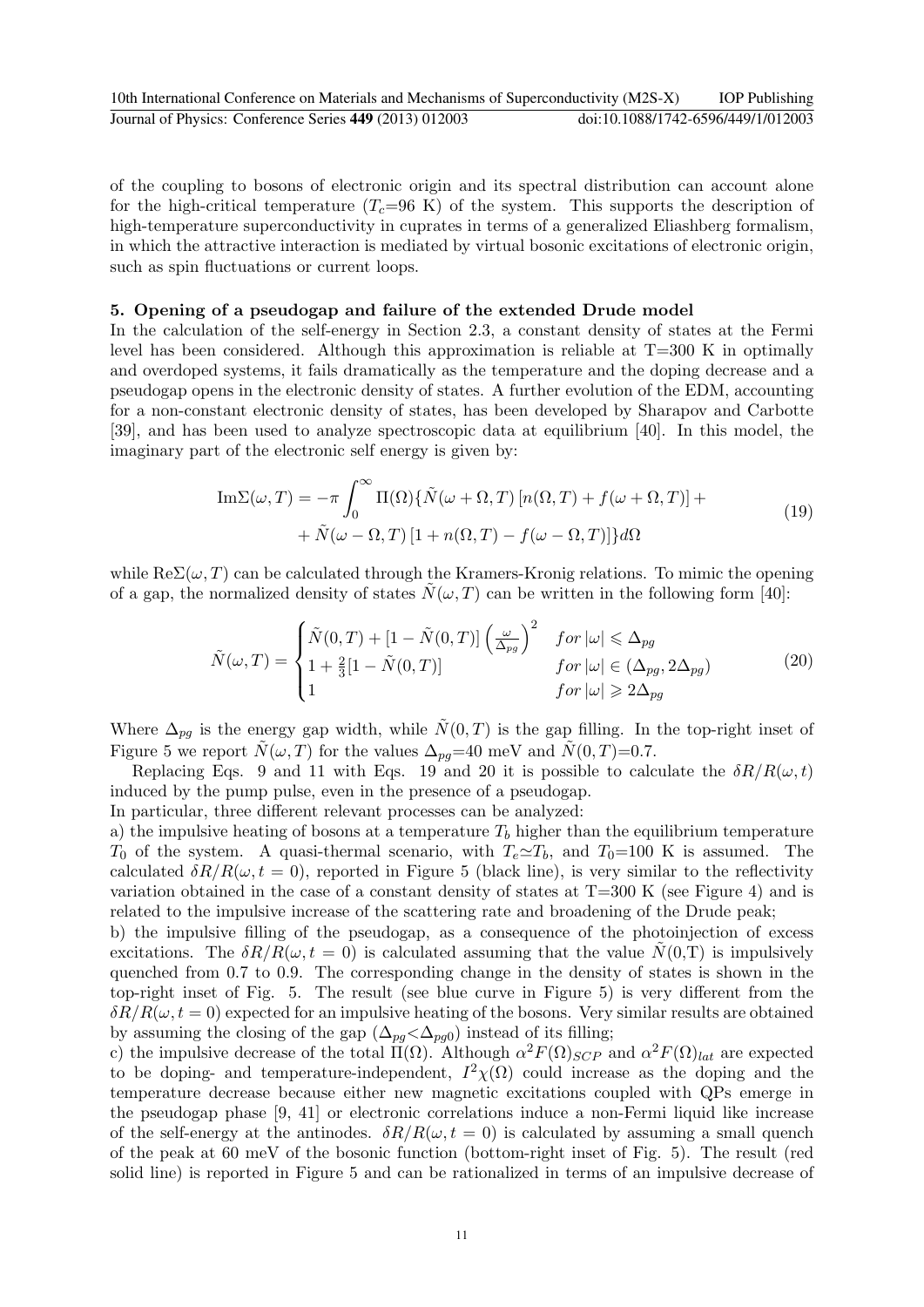of the coupling to bosons of electronic origin and its spectral distribution can account alone for the high-critical temperature ($T_c$=96 K) of the system. This supports the description of high-temperature superconductivity in cuprates in terms of a generalized Eliashberg formalism, in which the attractive interaction is mediated by virtual bosonic excitations of electronic origin, such as spin fluctuations or current loops.

## 5. Opening of a pseudogap and failure of the extended Drude model

In the calculation of the self-energy in Section 2.3, a constant density of states at the Fermi level has been considered. Although this approximation is reliable at T=300 K in optimally and overdoped systems, it fails dramatically as the temperature and the doping decrease and a pseudogap opens in the electronic density of states. A further evolution of the EDM, accounting for a non-constant electronic density of states, has been developed by Sharapov and Carbotte [39], and has been used to analyze spectroscopic data at equilibrium [40]. In this model, the imaginary part of the electronic self energy is given by:

$$\begin{aligned}\mathrm{Im}\Sigma(\omega,T) = -\pi\int_0^\infty \Pi(\Omega)\{\tilde{N}(\omega+\Omega,T)\,[n(\Omega,T)+f(\omega+\Omega,T)]+ \\ +\,\tilde{N}(\omega-\Omega,T)\,[1+n(\Omega,T)-f(\omega-\Omega,T)]\}d\Omega\end{aligned} \tag{19}$$

while $\mathrm{Re}\Sigma(\omega,T)$ can be calculated through the Kramers-Kronig relations. To mimic the opening of a gap, the normalized density of states $\tilde{N}(\omega,T)$ can be written in the following form [40]:

$$\tilde{N}(\omega,T) = \begin{cases}\tilde{N}(0,T)+[1-\tilde{N}(0,T)]\left(\frac{\omega}{\Delta_{pg}}\right)^2 & for\ |\omega|\leqslant\Delta_{pg}\\ 1+\frac{2}{3}[1-\tilde{N}(0,T)] & for\ |\omega|\in(\Delta_{pg},2\Delta_{pg})\\ 1 & for\ |\omega|\geqslant 2\Delta_{pg}\end{cases} \tag{20}$$

Where $\Delta_{pg}$ is the energy gap width, while $\tilde{N}(0,T)$ is the gap filling. In the top-right inset of Figure 5 we report $\tilde{N}(\omega,T)$ for the values $\Delta_{pg}$=40 meV and $\tilde{N}(0,T)$=0.7.

Replacing Eqs. 9 and 11 with Eqs. 19 and 20 it is possible to calculate the $\delta R/R(\omega,t)$ induced by the pump pulse, even in the presence of a pseudogap.

In particular, three different relevant processes can be analyzed:

a) the impulsive heating of bosons at a temperature $T_b$ higher than the equilibrium temperature $T_0$ of the system. A quasi-thermal scenario, with $T_e\simeq T_b$, and $T_0$=100 K is assumed. The calculated $\delta R/R(\omega,t=0)$, reported in Figure 5 (black line), is very similar to the reflectivity variation obtained in the case of a constant density of states at T=300 K (see Figure 4) and is related to the impulsive increase of the scattering rate and broadening of the Drude peak;

b) the impulsive filling of the pseudogap, as a consequence of the photoinjection of excess excitations. The $\delta R/R(\omega,t=0)$ is calculated assuming that the value $\tilde{N}$(0,T) is impulsively quenched from 0.7 to 0.9. The corresponding change in the density of states is shown in the top-right inset of Fig. 5. The result (see blue curve in Figure 5) is very different from the $\delta R/R(\omega,t=0)$ expected for an impulsive heating of the bosons. Very similar results are obtained by assuming the closing of the gap ($\Delta_{pg}<\Delta_{pg0}$) instead of its filling;

c) the impulsive decrease of the total $\Pi(\Omega)$. Although $\alpha^2F(\Omega)_{SCP}$ and $\alpha^2F(\Omega)_{lat}$ are expected to be doping- and temperature-independent, $I^2\chi(\Omega)$ could increase as the doping and the temperature decrease because either new magnetic excitations coupled with QPs emerge in the pseudogap phase [9, 41] or electronic correlations induce a non-Fermi liquid like increase of the self-energy at the antinodes. $\delta R/R(\omega,t=0)$ is calculated by assuming a small quench of the peak at 60 meV of the bosonic function (bottom-right inset of Fig. 5). The result (red solid line) is reported in Figure 5 and can be rationalized in terms of an impulsive decrease of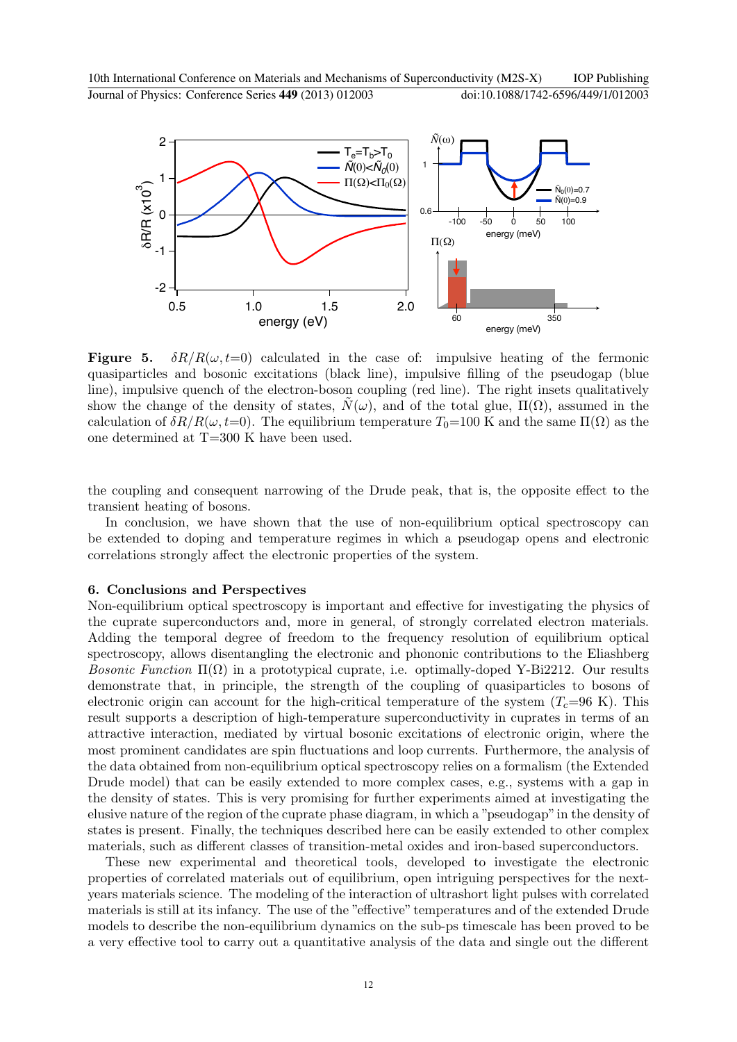**Figure 5.** $\delta R/R(\omega, t=0)$ calculated in the case of: impulsive heating of the fermonic quasiparticles and bosonic excitations (black line), impulsive filling of the pseudogap (blue line), impulsive quench of the electron-boson coupling (red line). The right insets qualitatively show the change of the density of states, $\tilde{N}(\omega)$, and of the total glue, $\Pi(\Omega)$, assumed in the calculation of $\delta R/R(\omega, t=0)$. The equilibrium temperature $T_0$=100 K and the same $\Pi(\Omega)$ as the one determined at T=300 K have been used.

the coupling and consequent narrowing of the Drude peak, that is, the opposite effect to the transient heating of bosons.

In conclusion, we have shown that the use of non-equilibrium optical spectroscopy can be extended to doping and temperature regimes in which a pseudogap opens and electronic correlations strongly affect the electronic properties of the system.

## 6. Conclusions and Perspectives

Non-equilibrium optical spectroscopy is important and effective for investigating the physics of the cuprate superconductors and, more in general, of strongly correlated electron materials. Adding the temporal degree of freedom to the frequency resolution of equilibrium optical spectroscopy, allows disentangling the electronic and phononic contributions to the Eliashberg *Bosonic Function* $\Pi(\Omega)$ in a prototypical cuprate, i.e. optimally-doped Y-Bi2212. Our results demonstrate that, in principle, the strength of the coupling of quasiparticles to bosons of electronic origin can account for the high-critical temperature of the system ($T_c$=96 K). This result supports a description of high-temperature superconductivity in cuprates in terms of an attractive interaction, mediated by virtual bosonic excitations of electronic origin, where the most prominent candidates are spin fluctuations and loop currents. Furthermore, the analysis of the data obtained from non-equilibrium optical spectroscopy relies on a formalism (the Extended Drude model) that can be easily extended to more complex cases, e.g., systems with a gap in the density of states. This is very promising for further experiments aimed at investigating the elusive nature of the region of the cuprate phase diagram, in which a "pseudogap" in the density of states is present. Finally, the techniques described here can be easily extended to other complex materials, such as different classes of transition-metal oxides and iron-based superconductors.

These new experimental and theoretical tools, developed to investigate the electronic properties of correlated materials out of equilibrium, open intriguing perspectives for the next-years materials science. The modeling of the interaction of ultrashort light pulses with correlated materials is still at its infancy. The use of the "effective" temperatures and of the extended Drude models to describe the non-equilibrium dynamics on the sub-ps timescale has been proved to be a very effective tool to carry out a quantitative analysis of the data and single out the different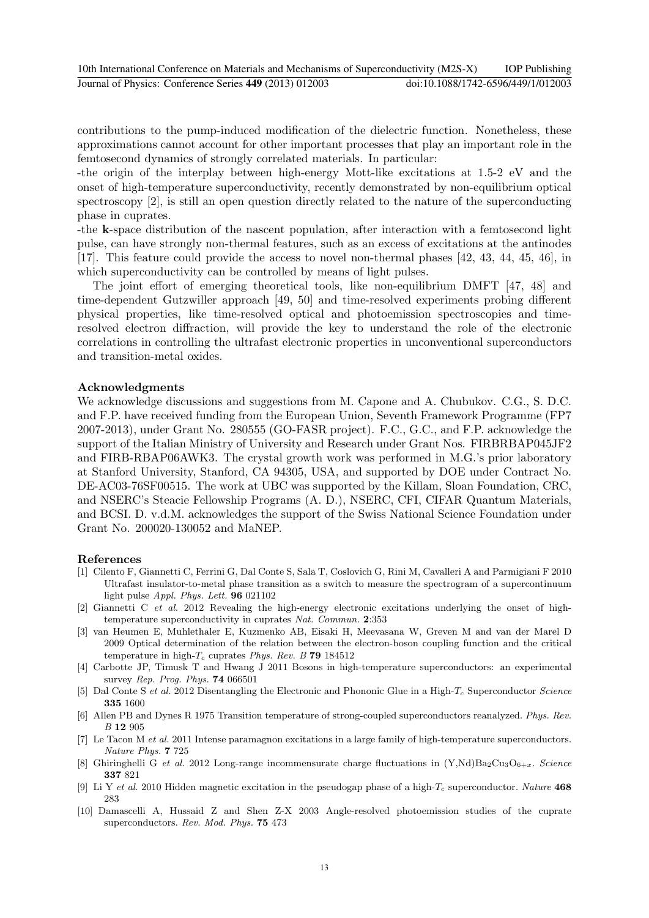contributions to the pump-induced modification of the dielectric function. Nonetheless, these approximations cannot account for other important processes that play an important role in the femtosecond dynamics of strongly correlated materials. In particular:

-the origin of the interplay between high-energy Mott-like excitations at 1.5-2 eV and the onset of high-temperature superconductivity, recently demonstrated by non-equilibrium optical spectroscopy [2], is still an open question directly related to the nature of the superconducting phase in cuprates.

-the **k**-space distribution of the nascent population, after interaction with a femtosecond light pulse, can have strongly non-thermal features, such as an excess of excitations at the antinodes [17]. This feature could provide the access to novel non-thermal phases [42, 43, 44, 45, 46], in which superconductivity can be controlled by means of light pulses.

The joint effort of emerging theoretical tools, like non-equilibrium DMFT [47, 48] and time-dependent Gutzwiller approach [49, 50] and time-resolved experiments probing different physical properties, like time-resolved optical and photoemission spectroscopies and time-resolved electron diffraction, will provide the key to understand the role of the electronic correlations in controlling the ultrafast electronic properties in unconventional superconductors and transition-metal oxides.

## Acknowledgments

We acknowledge discussions and suggestions from M. Capone and A. Chubukov. C.G., S. D.C. and F.P. have received funding from the European Union, Seventh Framework Programme (FP7 2007-2013), under Grant No. 280555 (GO-FASR project). F.C., G.C., and F.P. acknowledge the support of the Italian Ministry of University and Research under Grant Nos. FIRBRBAP045JF2 and FIRB-RBAP06AWK3. The crystal growth work was performed in M.G.'s prior laboratory at Stanford University, Stanford, CA 94305, USA, and supported by DOE under Contract No. DE-AC03-76SF00515. The work at UBC was supported by the Killam, Sloan Foundation, CRC, and NSERC's Steacie Fellowship Programs (A. D.), NSERC, CFI, CIFAR Quantum Materials, and BCSI. D. v.d.M. acknowledges the support of the Swiss National Science Foundation under Grant No. 200020-130052 and MaNEP.

## References

[1] Cilento F, Giannetti C, Ferrini G, Dal Conte S, Sala T, Coslovich G, Rini M, Cavalleri A and Parmigiani F 2010 Ultrafast insulator-to-metal phase transition as a switch to measure the spectrogram of a supercontinuum light pulse *Appl. Phys. Lett.* **96** 021102

[2] Giannetti C *et al.* 2012 Revealing the high-energy electronic excitations underlying the onset of high-temperature superconductivity in cuprates *Nat. Commun.* **2**:353

[3] van Heumen E, Muhlethaler E, Kuzmenko AB, Eisaki H, Meevasana W, Greven M and van der Marel D 2009 Optical determination of the relation between the electron-boson coupling function and the critical temperature in high-$T_c$ cuprates *Phys. Rev. B* **79** 184512

[4] Carbotte JP, Timusk T and Hwang J 2011 Bosons in high-temperature superconductors: an experimental survey *Rep. Prog. Phys.* **74** 066501

[5] Dal Conte S *et al.* 2012 Disentangling the Electronic and Phononic Glue in a High-$T_c$ Superconductor *Science* **335** 1600

[6] Allen PB and Dynes R 1975 Transition temperature of strong-coupled superconductors reanalyzed. *Phys. Rev. B* **12** 905

[7] Le Tacon M *et al.* 2011 Intense paramagnon excitations in a large family of high-temperature superconductors. *Nature Phys.* **7** 725

[8] Ghiringhelli G *et al.* 2012 Long-range incommensurate charge fluctuations in (Y,Nd)$Ba_2Cu_3O_{6+x}$. *Science* **337** 821

[9] Li Y *et al.* 2010 Hidden magnetic excitation in the pseudogap phase of a high-$T_c$ superconductor. *Nature* **468** 283

[10] Damascelli A, Hussaid Z and Shen Z-X 2003 Angle-resolved photoemission studies of the cuprate superconductors. *Rev. Mod. Phys.* **75** 473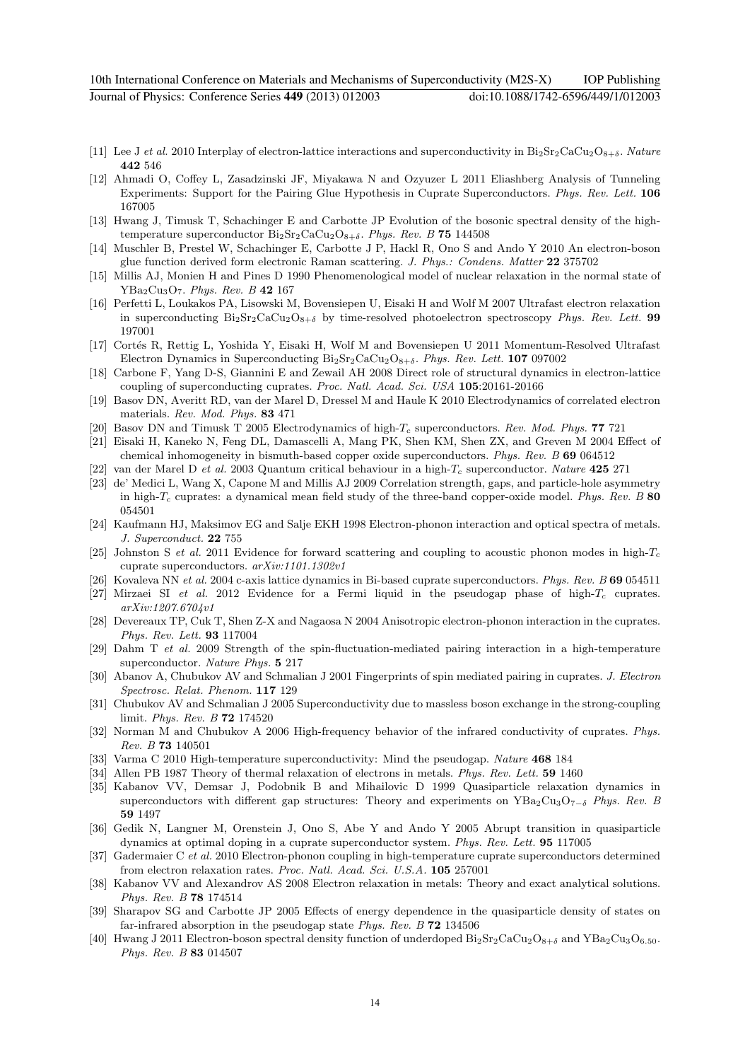[11] Lee J *et al.* 2010 Interplay of electron-lattice interactions and superconductivity in $Bi_2Sr_2CaCu_2O_{8+\delta}$. *Nature* **442** 546

[12] Ahmadi O, Coffey L, Zasadzinski JF, Miyakawa N and Ozyuzer L 2011 Eliashberg Analysis of Tunneling Experiments: Support for the Pairing Glue Hypothesis in Cuprate Superconductors. *Phys. Rev. Lett.* **106** 167005

[13] Hwang J, Timusk T, Schachinger E and Carbotte JP Evolution of the bosonic spectral density of the high-temperature superconductor $Bi_2Sr_2CaCu_2O_{8+\delta}$. *Phys. Rev. B* **75** 144508

[14] Muschler B, Prestel W, Schachinger E, Carbotte J P, Hackl R, Ono S and Ando Y 2010 An electron-boson glue function derived form electronic Raman scattering. *J. Phys.: Condens. Matter* **22** 375702

[15] Millis AJ, Monien H and Pines D 1990 Phenomenological model of nuclear relaxation in the normal state of $YBa_2Cu_3O_7$. *Phys. Rev. B* **42** 167

[16] Perfetti L, Loukakos PA, Lisowski M, Bovensiepen U, Eisaki H and Wolf M 2007 Ultrafast electron relaxation in superconducting $Bi_2Sr_2CaCu_2O_{8+\delta}$ by time-resolved photoelectron spectroscopy *Phys. Rev. Lett.* **99** 197001

[17] Cortés R, Rettig L, Yoshida Y, Eisaki H, Wolf M and Bovensiepen U 2011 Momentum-Resolved Ultrafast Electron Dynamics in Superconducting $Bi_2Sr_2CaCu_2O_{8+\delta}$. *Phys. Rev. Lett.* **107** 097002

[18] Carbone F, Yang D-S, Giannini E and Zewail AH 2008 Direct role of structural dynamics in electron-lattice coupling of superconducting cuprates. *Proc. Natl. Acad. Sci. USA* **105**:20161-20166

[19] Basov DN, Averitt RD, van der Marel D, Dressel M and Haule K 2010 Electrodynamics of correlated electron materials. *Rev. Mod. Phys.* **83** 471

[20] Basov DN and Timusk T 2005 Electrodynamics of high-$T_c$ superconductors. *Rev. Mod. Phys.* **77** 721

[21] Eisaki H, Kaneko N, Feng DL, Damascelli A, Mang PK, Shen KM, Shen ZX, and Greven M 2004 Effect of chemical inhomogeneity in bismuth-based copper oxide superconductors. *Phys. Rev. B* **69** 064512

[22] van der Marel D *et al.* 2003 Quantum critical behaviour in a high-$T_c$ superconductor. *Nature* **425** 271

[23] de' Medici L, Wang X, Capone M and Millis AJ 2009 Correlation strength, gaps, and particle-hole asymmetry in high-$T_c$ cuprates: a dynamical mean field study of the three-band copper-oxide model. *Phys. Rev. B* **80** 054501

[24] Kaufmann HJ, Maksimov EG and Salje EKH 1998 Electron-phonon interaction and optical spectra of metals. *J. Superconduct.* **22** 755

[25] Johnston S *et al.* 2011 Evidence for forward scattering and coupling to acoustic phonon modes in high-$T_c$ cuprate superconductors. *arXiv:1101.1302v1*

[26] Kovaleva NN *et al.* 2004 c-axis lattice dynamics in Bi-based cuprate superconductors. *Phys. Rev. B* **69** 054511

[27] Mirzaei SI *et al.* 2012 Evidence for a Fermi liquid in the pseudogap phase of high-$T_c$ cuprates. *arXiv:1207.6704v1*

[28] Devereaux TP, Cuk T, Shen Z-X and Nagaosa N 2004 Anisotropic electron-phonon interaction in the cuprates. *Phys. Rev. Lett.* **93** 117004

[29] Dahm T *et al.* 2009 Strength of the spin-fluctuation-mediated pairing interaction in a high-temperature superconductor. *Nature Phys.* **5** 217

[30] Abanov A, Chubukov AV and Schmalian J 2001 Fingerprints of spin mediated pairing in cuprates. *J. Electron Spectrosc. Relat. Phenom.* **117** 129

[31] Chubukov AV and Schmalian J 2005 Superconductivity due to massless boson exchange in the strong-coupling limit. *Phys. Rev. B* **72** 174520

[32] Norman M and Chubukov A 2006 High-frequency behavior of the infrared conductivity of cuprates. *Phys. Rev. B* **73** 140501

[33] Varma C 2010 High-temperature superconductivity: Mind the pseudogap. *Nature* **468** 184

[34] Allen PB 1987 Theory of thermal relaxation of electrons in metals. *Phys. Rev. Lett.* **59** 1460

[35] Kabanov VV, Demsar J, Podobnik B and Mihailovic D 1999 Quasiparticle relaxation dynamics in superconductors with different gap structures: Theory and experiments on $YBa_2Cu_3O_{7-\delta}$ *Phys. Rev. B* **59** 1497

[36] Gedik N, Langner M, Orenstein J, Ono S, Abe Y and Ando Y 2005 Abrupt transition in quasiparticle dynamics at optimal doping in a cuprate superconductor system. *Phys. Rev. Lett.* **95** 117005

[37] Gadermaier C *et al.* 2010 Electron-phonon coupling in high-temperature cuprate superconductors determined from electron relaxation rates. *Proc. Natl. Acad. Sci. U.S.A.* **105** 257001

[38] Kabanov VV and Alexandrov AS 2008 Electron relaxation in metals: Theory and exact analytical solutions. *Phys. Rev. B* **78** 174514

[39] Sharapov SG and Carbotte JP 2005 Effects of energy dependence in the quasiparticle density of states on far-infrared absorption in the pseudogap state *Phys. Rev. B* **72** 134506

[40] Hwang J 2011 Electron-boson spectral density function of underdoped $Bi_2Sr_2CaCu_2O_{8+\delta}$ and $YBa_2Cu_3O_{6.50}$. *Phys. Rev. B* **83** 014507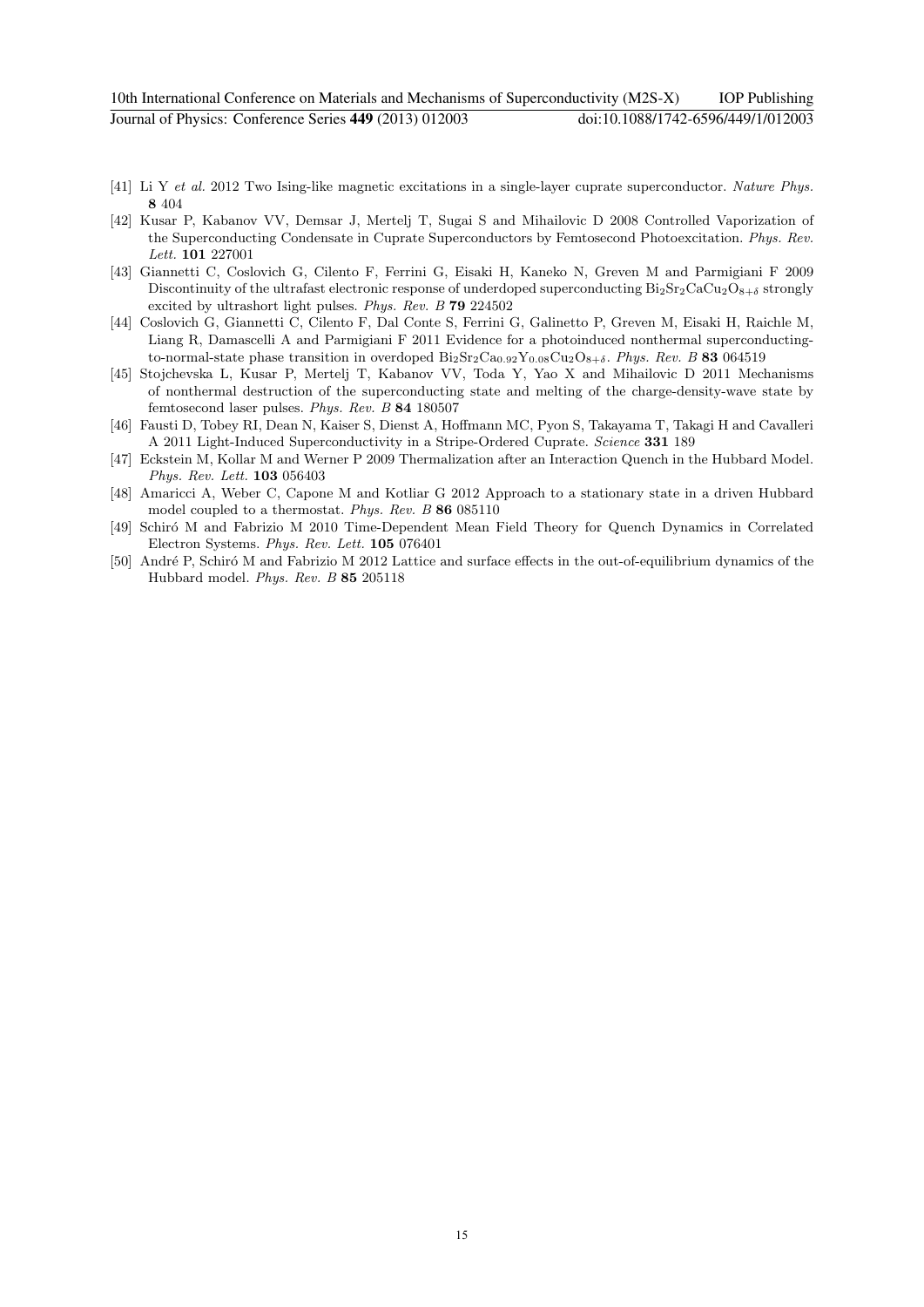[41] Li Y *et al.* 2012 Two Ising-like magnetic excitations in a single-layer cuprate superconductor. *Nature Phys.* **8** 404

[42] Kusar P, Kabanov VV, Demsar J, Mertelj T, Sugai S and Mihailovic D 2008 Controlled Vaporization of the Superconducting Condensate in Cuprate Superconductors by Femtosecond Photoexcitation. *Phys. Rev. Lett.* **101** 227001

[43] Giannetti C, Coslovich G, Cilento F, Ferrini G, Eisaki H, Kaneko N, Greven M and Parmigiani F 2009 Discontinuity of the ultrafast electronic response of underdoped superconducting $Bi_2Sr_2CaCu_2O_{8+\delta}$ strongly excited by ultrashort light pulses. *Phys. Rev. B* **79** 224502

[44] Coslovich G, Giannetti C, Cilento F, Dal Conte S, Ferrini G, Galinetto P, Greven M, Eisaki H, Raichle M, Liang R, Damascelli A and Parmigiani F 2011 Evidence for a photoinduced nonthermal superconducting-to-normal-state phase transition in overdoped $Bi_2Sr_2Ca_{0.92}Y_{0.08}Cu_2O_{8+\delta}$. *Phys. Rev. B* **83** 064519

[45] Stojchevska L, Kusar P, Mertelj T, Kabanov VV, Toda Y, Yao X and Mihailovic D 2011 Mechanisms of nonthermal destruction of the superconducting state and melting of the charge-density-wave state by femtosecond laser pulses. *Phys. Rev. B* **84** 180507

[46] Fausti D, Tobey RI, Dean N, Kaiser S, Dienst A, Hoffmann MC, Pyon S, Takayama T, Takagi H and Cavalleri A 2011 Light-Induced Superconductivity in a Stripe-Ordered Cuprate. *Science* **331** 189

[47] Eckstein M, Kollar M and Werner P 2009 Thermalization after an Interaction Quench in the Hubbard Model. *Phys. Rev. Lett.* **103** 056403

[48] Amaricci A, Weber C, Capone M and Kotliar G 2012 Approach to a stationary state in a driven Hubbard model coupled to a thermostat. *Phys. Rev. B* **86** 085110

[49] Schiró M and Fabrizio M 2010 Time-Dependent Mean Field Theory for Quench Dynamics in Correlated Electron Systems. *Phys. Rev. Lett.* **105** 076401

[50] André P, Schiró M and Fabrizio M 2012 Lattice and surface effects in the out-of-equilibrium dynamics of the Hubbard model. *Phys. Rev. B* **85** 205118